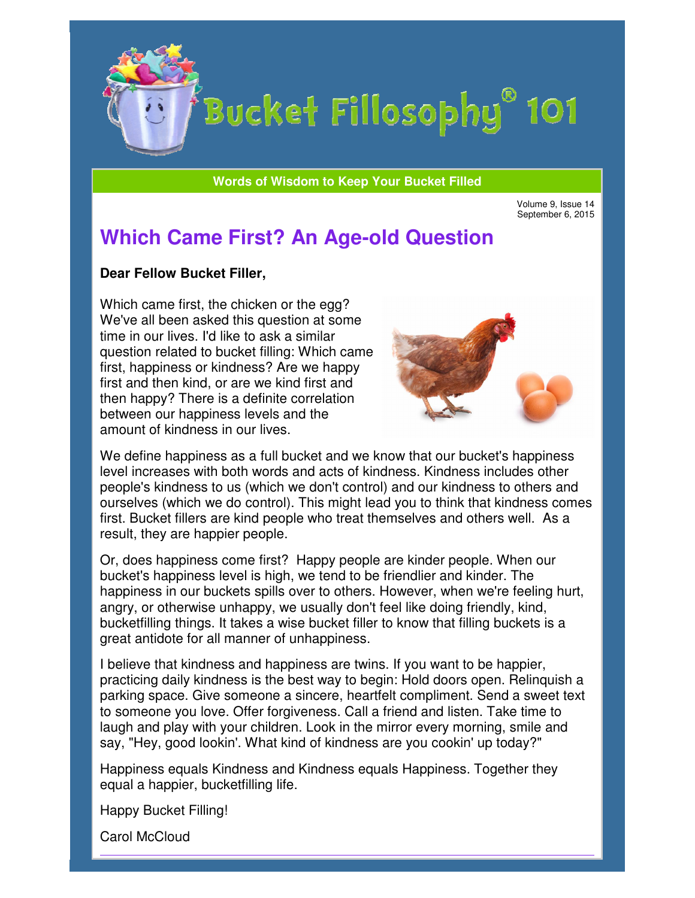# Bucket Fillosophy® 101

**Words of Wisdom to Keep Your Bucket Filled**

Volume 9, Issue 14
September 6, 2015

## Which Came First? An Age-old Question

**Dear Fellow Bucket Filler,**

Which came first, the chicken or the egg? We've all been asked this question at some time in our lives. I'd like to ask a similar question related to bucket filling: Which came first, happiness or kindness? Are we happy first and then kind, or are we kind first and then happy? There is a definite correlation between our happiness levels and the amount of kindness in our lives.

We define happiness as a full bucket and we know that our bucket's happiness level increases with both words and acts of kindness. Kindness includes other people's kindness to us (which we don't control) and our kindness to others and ourselves (which we do control). This might lead you to think that kindness comes first. Bucket fillers are kind people who treat themselves and others well. As a result, they are happier people.

Or, does happiness come first? Happy people are kinder people. When our bucket's happiness level is high, we tend to be friendlier and kinder. The happiness in our buckets spills over to others. However, when we're feeling hurt, angry, or otherwise unhappy, we usually don't feel like doing friendly, kind, bucketfilling things. It takes a wise bucket filler to know that filling buckets is a great antidote for all manner of unhappiness.

I believe that kindness and happiness are twins. If you want to be happier, practicing daily kindness is the best way to begin: Hold doors open. Relinquish a parking space. Give someone a sincere, heartfelt compliment. Send a sweet text to someone you love. Offer forgiveness. Call a friend and listen. Take time to laugh and play with your children. Look in the mirror every morning, smile and say, "Hey, good lookin'. What kind of kindness are you cookin' up today?"

Happiness equals Kindness and Kindness equals Happiness. Together they equal a happier, bucketfilling life.

Happy Bucket Filling!

Carol McCloud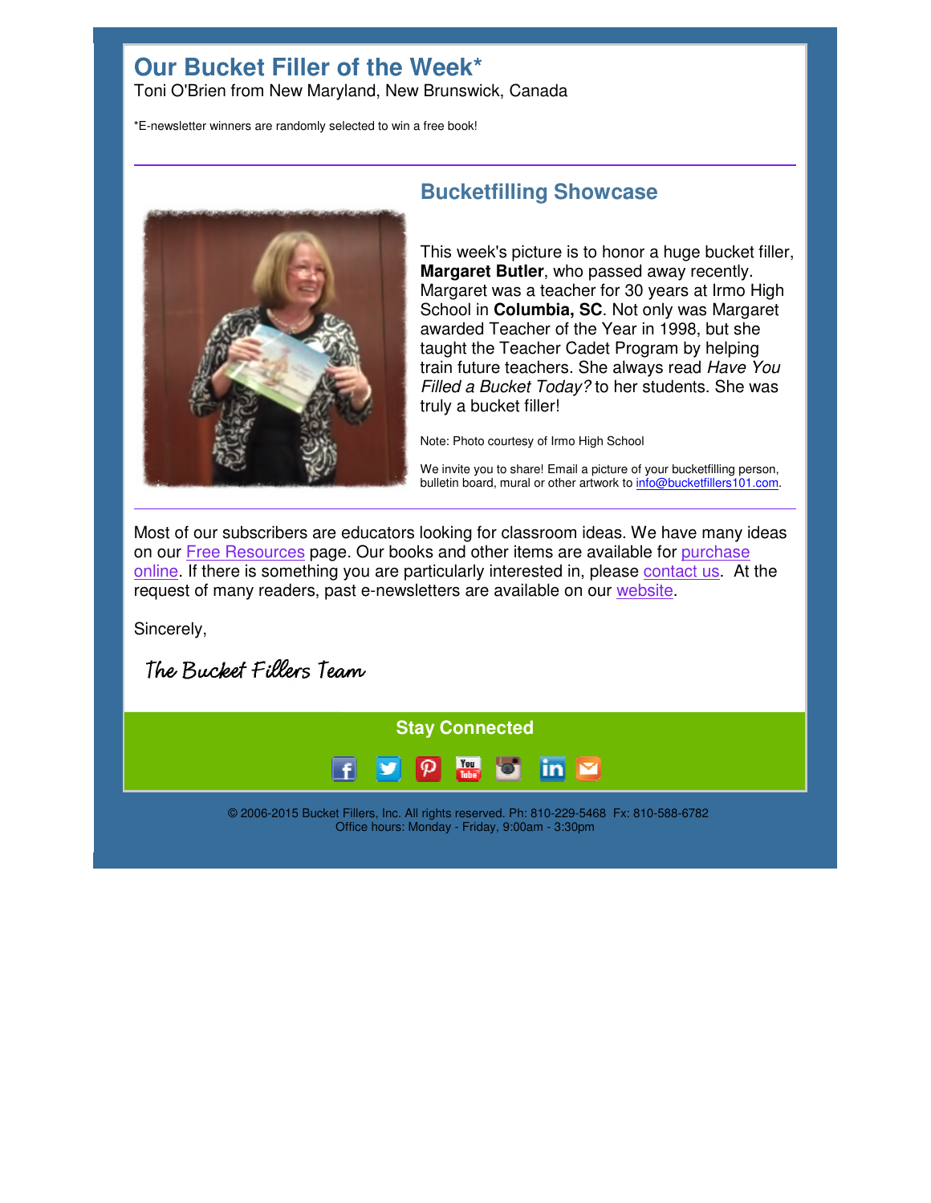## Our Bucket Filler of the Week*

Toni O'Brien from New Maryland, New Brunswick, Canada

*E-newsletter winners are randomly selected to win a free book!

---

## Bucketfilling Showcase

This week's picture is to honor a huge bucket filler, **Margaret Butler**, who passed away recently. Margaret was a teacher for 30 years at Irmo High School in **Columbia, SC**. Not only was Margaret awarded Teacher of the Year in 1998, but she taught the Teacher Cadet Program by helping train future teachers. She always read *Have You Filled a Bucket Today?* to her students. She was truly a bucket filler!

Note: Photo courtesy of Irmo High School

We invite you to share! Email a picture of your bucketfilling person, bulletin board, mural or other artwork to info@bucketfillers101.com.

---

Most of our subscribers are educators looking for classroom ideas. We have many ideas on our Free Resources page. Our books and other items are available for purchase online. If there is something you are particularly interested in, please contact us. At the request of many readers, past e-newsletters are available on our website.

Sincerely,

The Bucket Fillers Team

**Stay Connected**

© 2006-2015 Bucket Fillers, Inc. All rights reserved. Ph: 810-229-5468 Fx: 810-588-6782
Office hours: Monday - Friday, 9:00am - 3:30pm